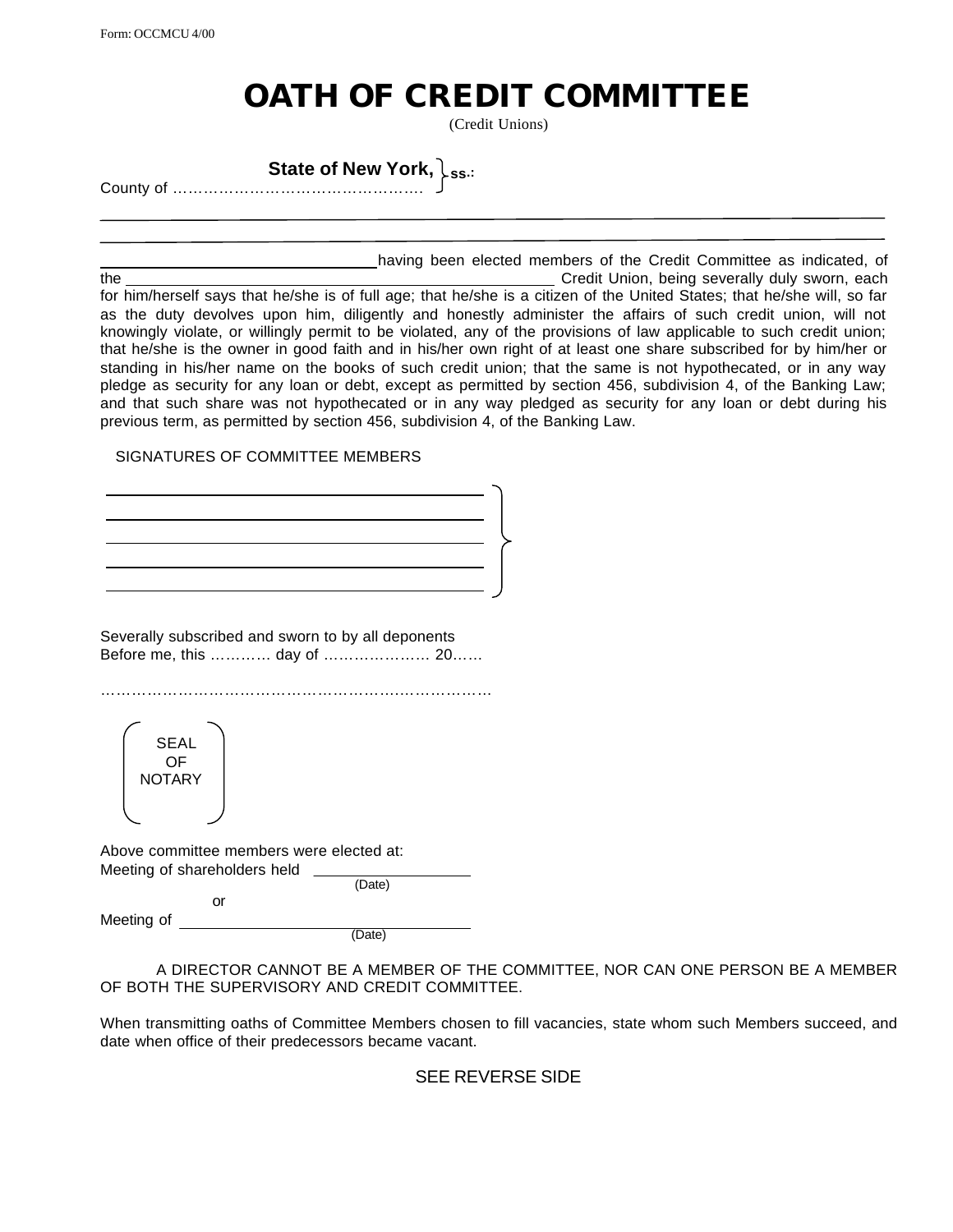Form: OCCMCU 4/00

# OATH OF CREDIT COMMITTEE

(Credit Unions)

**State of New York,** } ss.:
County of ………………………………………….

\_\_\_\_\_\_\_\_\_\_\_\_\_\_\_\_\_\_\_\_\_\_\_\_\_\_\_\_\_\_\_\_\_\_\_\_\_\_\_\_\_\_\_\_\_\_\_\_\_\_\_\_\_\_\_\_\_\_\_\_\_\_\_\_\_\_\_\_\_\_\_\_\_\_\_\_\_\_

\_\_\_\_\_\_\_\_\_\_\_\_\_\_\_\_\_\_\_\_\_\_\_\_\_\_\_\_\_\_\_\_\_\_\_\_\_\_\_\_\_\_\_\_\_\_\_\_\_\_\_\_\_\_\_\_\_\_\_\_\_\_\_\_\_\_\_\_\_\_\_\_\_\_\_\_\_\_

\_\_\_\_\_\_\_\_\_\_\_\_\_\_\_\_\_\_\_\_\_\_\_\_\_\_\_\_\_\_\_\_ having been elected members of the Credit Committee as indicated, of the \_\_\_\_\_\_\_\_\_\_\_\_\_\_\_\_\_\_\_\_\_\_\_\_\_\_\_\_\_\_\_\_\_\_\_\_\_\_\_\_\_\_\_\_\_\_\_\_ Credit Union, being severally duly sworn, each for him/herself says that he/she is of full age; that he/she is a citizen of the United States; that he/she will, so far as the duty devolves upon him, diligently and honestly administer the affairs of such credit union, will not knowingly violate, or willingly permit to be violated, any of the provisions of law applicable to such credit union; that he/she is the owner in good faith and in his/her own right of at least one share subscribed for by him/her or standing in his/her name on the books of such credit union; that the same is not hypothecated, or in any way pledge as security for any loan or debt, except as permitted by section 456, subdivision 4, of the Banking Law; and that such share was not hypothecated or in any way pledged as security for any loan or debt during his previous term, as permitted by section 456, subdivision 4, of the Banking Law.

SIGNATURES OF COMMITTEE MEMBERS

\_\_\_\_\_\_\_\_\_\_\_\_\_\_\_\_\_\_\_\_\_\_\_\_\_\_\_\_\_\_\_\_\_\_\_\_\_\_\_\_\_\_\_\_

\_\_\_\_\_\_\_\_\_\_\_\_\_\_\_\_\_\_\_\_\_\_\_\_\_\_\_\_\_\_\_\_\_\_\_\_\_\_\_\_\_\_\_\_

\_\_\_\_\_\_\_\_\_\_\_\_\_\_\_\_\_\_\_\_\_\_\_\_\_\_\_\_\_\_\_\_\_\_\_\_\_\_\_\_\_\_\_\_

\_\_\_\_\_\_\_\_\_\_\_\_\_\_\_\_\_\_\_\_\_\_\_\_\_\_\_\_\_\_\_\_\_\_\_\_\_\_\_\_\_\_\_\_

\_\_\_\_\_\_\_\_\_\_\_\_\_\_\_\_\_\_\_\_\_\_\_\_\_\_\_\_\_\_\_\_\_\_\_\_\_\_\_\_\_\_\_\_

Severally subscribed and sworn to by all deponents
Before me, this ………… day of ………………… 20……

…………………………………………………………………………

SEAL
OF
NOTARY

Above committee members were elected at:
Meeting of shareholders held \_\_\_\_\_\_\_\_\_\_\_\_\_\_\_\_\_\_\_\_
(Date)

or

Meeting of \_\_\_\_\_\_\_\_\_\_\_\_\_\_\_\_\_\_\_\_\_\_\_\_\_\_\_\_\_\_\_\_\_\_\_\_\_\_
(Date)

A DIRECTOR CANNOT BE A MEMBER OF THE COMMITTEE, NOR CAN ONE PERSON BE A MEMBER OF BOTH THE SUPERVISORY AND CREDIT COMMITTEE.

When transmitting oaths of Committee Members chosen to fill vacancies, state whom such Members succeed, and date when office of their predecessors became vacant.

SEE REVERSE SIDE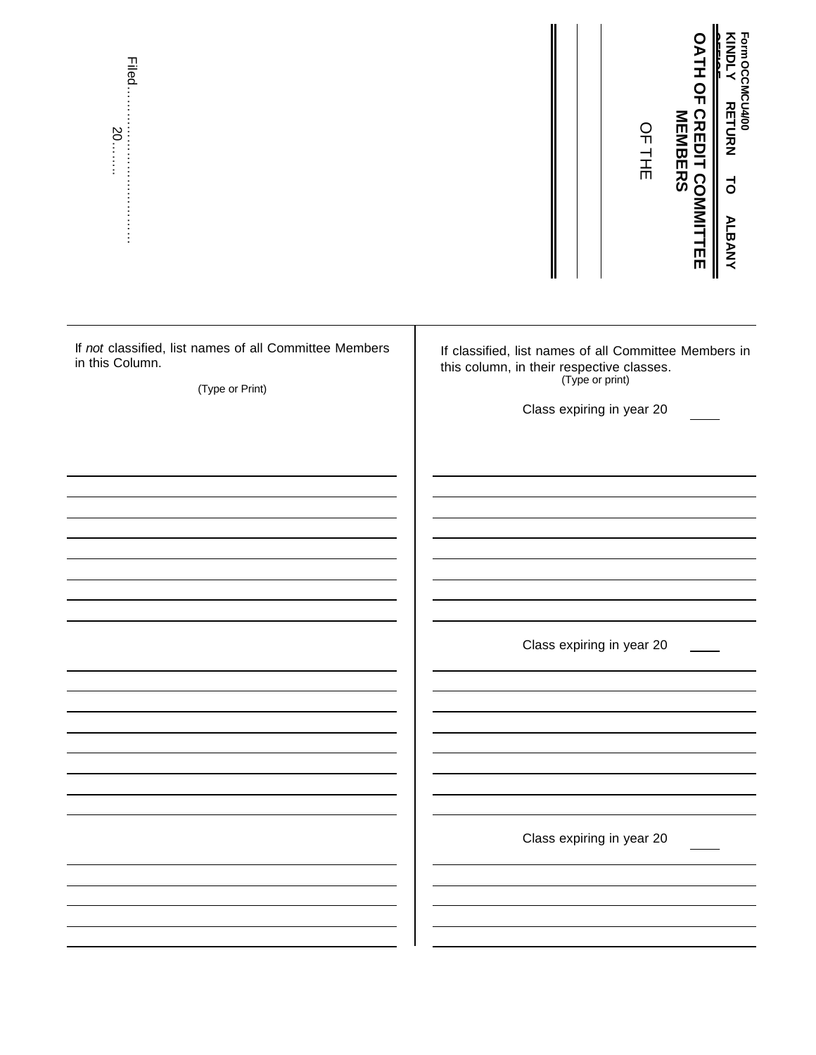Form OCCMCU4/00
KINDLY RETURN TO ALBANY OFFICE

# OATH OF CREDIT COMMITTEE MEMBERS

OF THE

Filed.............................. 20........

| If *not* classified, list names of all Committee Members in this Column. (Type or Print) | If classified, list names of all Committee Members in this column, in their respective classes. (Type or print) |
| --- | --- |
| | Class expiring in year 20 ____ |
| | |
| | |
| | |
| | |
| | |
| | |
| | |
| | Class expiring in year 20 ____ |
| | |
| | |
| | |
| | |
| | |
| | |
| | |
| | Class expiring in year 20 ____ |
| | |
| | |
| | |
| | |